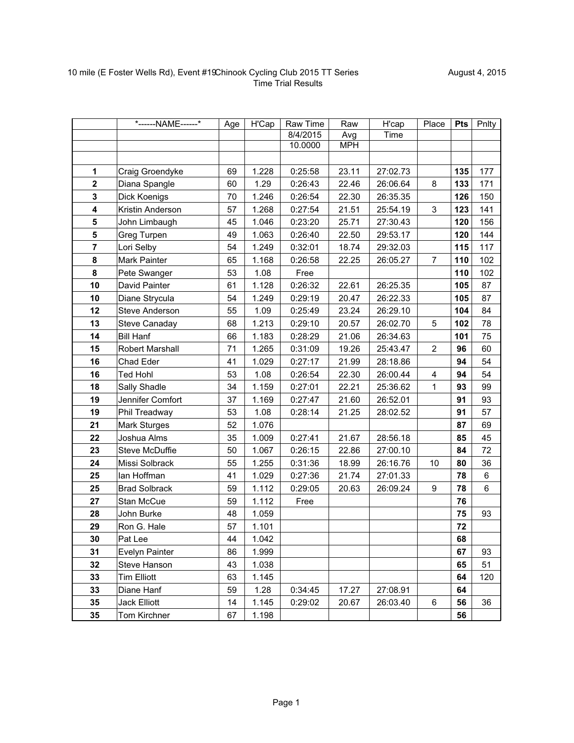10 mile (E Foster Wells Rd), Event #19 Chinook Cycling Club 2015 TT Series August 4, 2015

Time Trial Results

| | *------NAME------* | Age | H'Cap | Raw Time | Raw | H'cap | Place | Pts | Pnlty |
|---|---|---|---|---|---|---|---|---|---|
| | | | | 8/4/2015 | Avg | Time | | | |
| | | | | 10.0000 | MPH | | | | |
| | | | | | | | | | |
| **1** | Craig Groendyke | 69 | 1.228 | 0:25:58 | 23.11 | 27:02.73 | | **135** | 177 |
| **2** | Diana Spangle | 60 | 1.29 | 0:26:43 | 22.46 | 26:06.64 | 8 | **133** | 171 |
| **3** | Dick Koenigs | 70 | 1.246 | 0:26:54 | 22.30 | 26:35.35 | | **126** | 150 |
| **4** | Kristin Anderson | 57 | 1.268 | 0:27:54 | 21.51 | 25:54.19 | 3 | **123** | 141 |
| **5** | John Limbaugh | 45 | 1.046 | 0:23:20 | 25.71 | 27:30.43 | | **120** | 156 |
| **5** | Greg Turpen | 49 | 1.063 | 0:26:40 | 22.50 | 29:53.17 | | **120** | 144 |
| **7** | Lori Selby | 54 | 1.249 | 0:32:01 | 18.74 | 29:32.03 | | **115** | 117 |
| **8** | Mark Painter | 65 | 1.168 | 0:26:58 | 22.25 | 26:05.27 | 7 | **110** | 102 |
| **8** | Pete Swanger | 53 | 1.08 | Free | | | | **110** | 102 |
| **10** | David Painter | 61 | 1.128 | 0:26:32 | 22.61 | 26:25.35 | | **105** | 87 |
| **10** | Diane Strycula | 54 | 1.249 | 0:29:19 | 20.47 | 26:22.33 | | **105** | 87 |
| **12** | Steve Anderson | 55 | 1.09 | 0:25:49 | 23.24 | 26:29.10 | | **104** | 84 |
| **13** | Steve Canaday | 68 | 1.213 | 0:29:10 | 20.57 | 26:02.70 | 5 | **102** | 78 |
| **14** | Bill Hanf | 66 | 1.183 | 0:28:29 | 21.06 | 26:34.63 | | **101** | 75 |
| **15** | Robert Marshall | 71 | 1.265 | 0:31:09 | 19.26 | 25:43.47 | 2 | **96** | 60 |
| **16** | Chad Eder | 41 | 1.029 | 0:27:17 | 21.99 | 28:18.86 | | **94** | 54 |
| **16** | Ted Hohl | 53 | 1.08 | 0:26:54 | 22.30 | 26:00.44 | 4 | **94** | 54 |
| **18** | Sally Shadle | 34 | 1.159 | 0:27:01 | 22.21 | 25:36.62 | 1 | **93** | 99 |
| **19** | Jennifer Comfort | 37 | 1.169 | 0:27:47 | 21.60 | 26:52.01 | | **91** | 93 |
| **19** | Phil Treadway | 53 | 1.08 | 0:28:14 | 21.25 | 28:02.52 | | **91** | 57 |
| **21** | Mark Sturges | 52 | 1.076 | | | | | **87** | 69 |
| **22** | Joshua Alms | 35 | 1.009 | 0:27:41 | 21.67 | 28:56.18 | | **85** | 45 |
| **23** | Steve McDuffie | 50 | 1.067 | 0:26:15 | 22.86 | 27:00.10 | | **84** | 72 |
| **24** | Missi Solbrack | 55 | 1.255 | 0:31:36 | 18.99 | 26:16.76 | 10 | **80** | 36 |
| **25** | Ian Hoffman | 41 | 1.029 | 0:27:36 | 21.74 | 27:01.33 | | **78** | 6 |
| **25** | Brad Solbrack | 59 | 1.112 | 0:29:05 | 20.63 | 26:09.24 | 9 | **78** | 6 |
| **27** | Stan McCue | 59 | 1.112 | Free | | | | **76** | |
| **28** | John Burke | 48 | 1.059 | | | | | **75** | 93 |
| **29** | Ron G. Hale | 57 | 1.101 | | | | | **72** | |
| **30** | Pat Lee | 44 | 1.042 | | | | | **68** | |
| **31** | Evelyn Painter | 86 | 1.999 | | | | | **67** | 93 |
| **32** | Steve Hanson | 43 | 1.038 | | | | | **65** | 51 |
| **33** | Tim Elliott | 63 | 1.145 | | | | | **64** | 120 |
| **33** | Diane Hanf | 59 | 1.28 | 0:34:45 | 17.27 | 27:08.91 | | **64** | |
| **35** | Jack Elliott | 14 | 1.145 | 0:29:02 | 20.67 | 26:03.40 | 6 | **56** | 36 |
| **35** | Tom Kirchner | 67 | 1.198 | | | | | **56** | |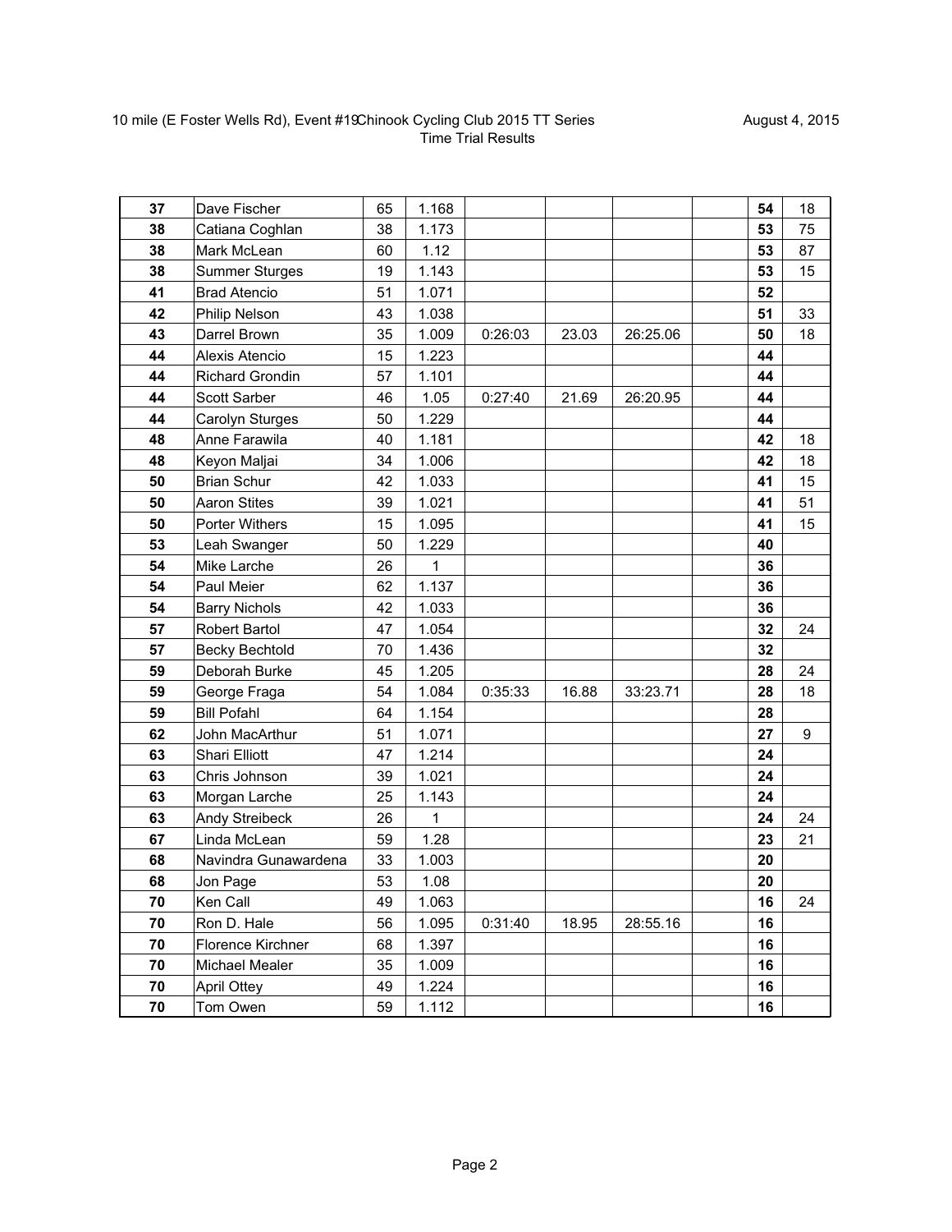10 mile (E Foster Wells Rd), Event #19 Chinook Cycling Club 2015 TT Series
Time Trial Results

August 4, 2015

| | | | | | | | | | |
|---|---|---|---|---|---|---|---|---|---|
| **37** | Dave Fischer | 65 | 1.168 | | | | | **54** | 18 |
| **38** | Catiana Coghlan | 38 | 1.173 | | | | | **53** | 75 |
| **38** | Mark McLean | 60 | 1.12 | | | | | **53** | 87 |
| **38** | Summer Sturges | 19 | 1.143 | | | | | **53** | 15 |
| **41** | Brad Atencio | 51 | 1.071 | | | | | **52** | |
| **42** | Philip Nelson | 43 | 1.038 | | | | | **51** | 33 |
| **43** | Darrel Brown | 35 | 1.009 | 0:26:03 | 23.03 | 26:25.06 | | **50** | 18 |
| **44** | Alexis Atencio | 15 | 1.223 | | | | | **44** | |
| **44** | Richard Grondin | 57 | 1.101 | | | | | **44** | |
| **44** | Scott Sarber | 46 | 1.05 | 0:27:40 | 21.69 | 26:20.95 | | **44** | |
| **44** | Carolyn Sturges | 50 | 1.229 | | | | | **44** | |
| **48** | Anne Farawila | 40 | 1.181 | | | | | **42** | 18 |
| **48** | Keyon Maljai | 34 | 1.006 | | | | | **42** | 18 |
| **50** | Brian Schur | 42 | 1.033 | | | | | **41** | 15 |
| **50** | Aaron Stites | 39 | 1.021 | | | | | **41** | 51 |
| **50** | Porter Withers | 15 | 1.095 | | | | | **41** | 15 |
| **53** | Leah Swanger | 50 | 1.229 | | | | | **40** | |
| **54** | Mike Larche | 26 | 1 | | | | | **36** | |
| **54** | Paul Meier | 62 | 1.137 | | | | | **36** | |
| **54** | Barry Nichols | 42 | 1.033 | | | | | **36** | |
| **57** | Robert Bartol | 47 | 1.054 | | | | | **32** | 24 |
| **57** | Becky Bechtold | 70 | 1.436 | | | | | **32** | |
| **59** | Deborah Burke | 45 | 1.205 | | | | | **28** | 24 |
| **59** | George Fraga | 54 | 1.084 | 0:35:33 | 16.88 | 33:23.71 | | **28** | 18 |
| **59** | Bill Pofahl | 64 | 1.154 | | | | | **28** | |
| **62** | John MacArthur | 51 | 1.071 | | | | | **27** | 9 |
| **63** | Shari Elliott | 47 | 1.214 | | | | | **24** | |
| **63** | Chris Johnson | 39 | 1.021 | | | | | **24** | |
| **63** | Morgan Larche | 25 | 1.143 | | | | | **24** | |
| **63** | Andy Streibeck | 26 | 1 | | | | | **24** | 24 |
| **67** | Linda McLean | 59 | 1.28 | | | | | **23** | 21 |
| **68** | Navindra Gunawardena | 33 | 1.003 | | | | | **20** | |
| **68** | Jon Page | 53 | 1.08 | | | | | **20** | |
| **70** | Ken Call | 49 | 1.063 | | | | | **16** | 24 |
| **70** | Ron D. Hale | 56 | 1.095 | 0:31:40 | 18.95 | 28:55.16 | | **16** | |
| **70** | Florence Kirchner | 68 | 1.397 | | | | | **16** | |
| **70** | Michael Mealer | 35 | 1.009 | | | | | **16** | |
| **70** | April Ottey | 49 | 1.224 | | | | | **16** | |
| **70** | Tom Owen | 59 | 1.112 | | | | | **16** | |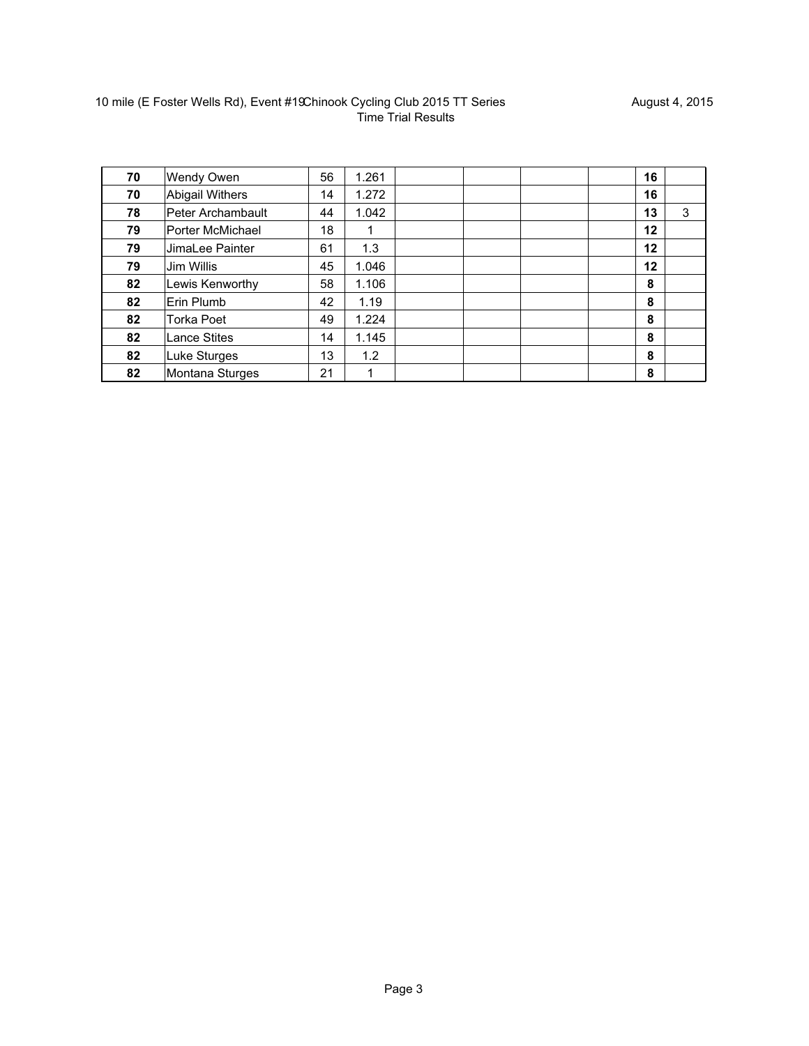10 mile (E Foster Wells Rd), Event #19 Chinook Cycling Club 2015 TT Series
Time Trial Results

August 4, 2015

| | | | | | | | | | |
|---|---|---|---|---|---|---|---|---|---|
| **70** | Wendy Owen | 56 | 1.261 | | | | | **16** | |
| **70** | Abigail Withers | 14 | 1.272 | | | | | **16** | |
| **78** | Peter Archambault | 44 | 1.042 | | | | | **13** | 3 |
| **79** | Porter McMichael | 18 | 1 | | | | | **12** | |
| **79** | JimaLee Painter | 61 | 1.3 | | | | | **12** | |
| **79** | Jim Willis | 45 | 1.046 | | | | | **12** | |
| **82** | Lewis Kenworthy | 58 | 1.106 | | | | | **8** | |
| **82** | Erin Plumb | 42 | 1.19 | | | | | **8** | |
| **82** | Torka Poet | 49 | 1.224 | | | | | **8** | |
| **82** | Lance Stites | 14 | 1.145 | | | | | **8** | |
| **82** | Luke Sturges | 13 | 1.2 | | | | | **8** | |
| **82** | Montana Sturges | 21 | 1 | | | | | **8** | |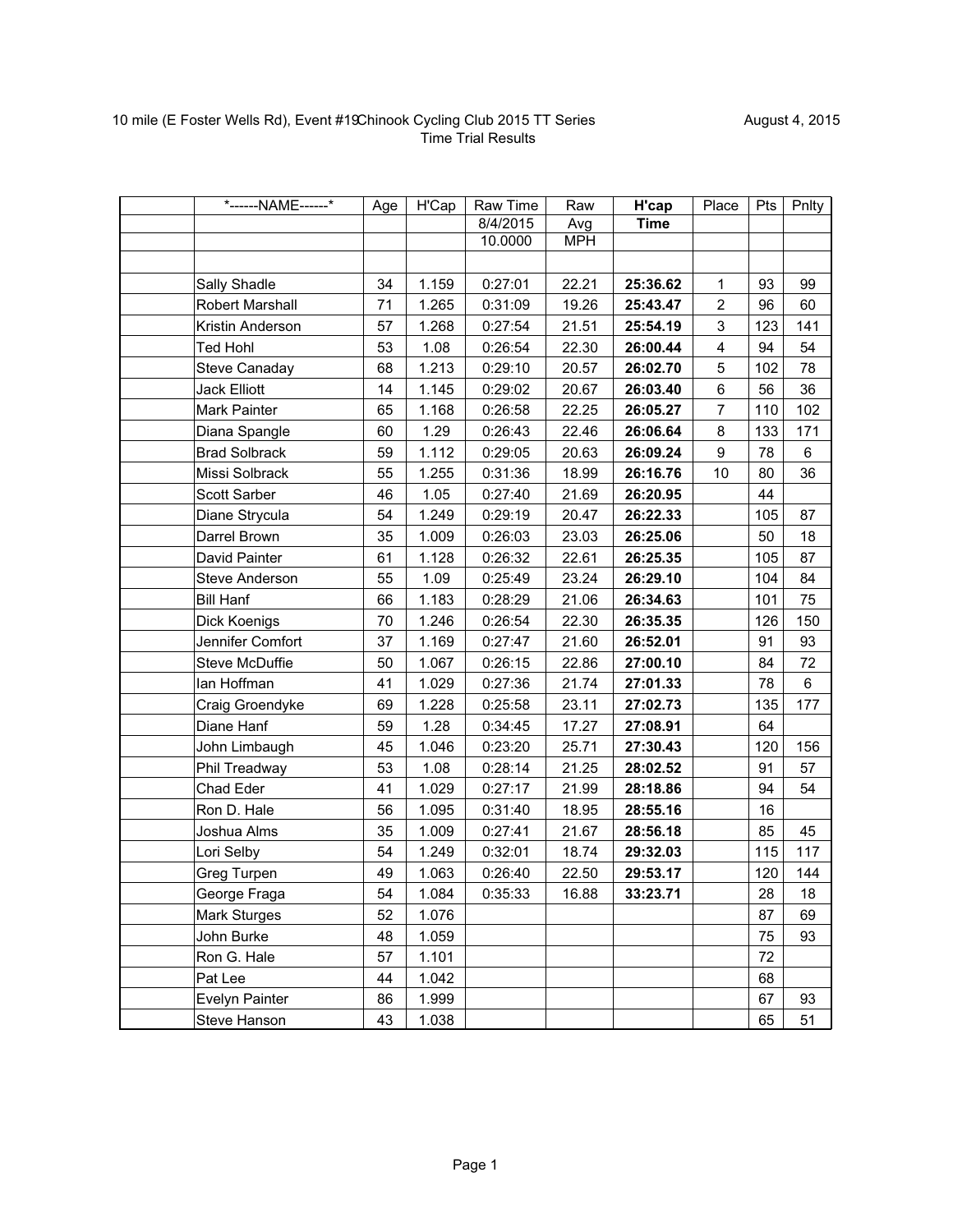10 mile (E Foster Wells Rd), Event #19 Chinook Cycling Club 2015 TT Series August 4, 2015

Time Trial Results

| | *------NAME------* | Age | H'Cap | Raw Time | Raw | **H'cap** | Place | Pts | Pnlty |
|---|---|---|---|---|---|---|---|---|---|
| | | | | 8/4/2015 | Avg | **Time** | | | |
| | | | | 10.0000 | MPH | | | | |
| | | | | | | | | | |
| | Sally Shadle | 34 | 1.159 | 0:27:01 | 22.21 | **25:36.62** | 1 | 93 | 99 |
| | Robert Marshall | 71 | 1.265 | 0:31:09 | 19.26 | **25:43.47** | 2 | 96 | 60 |
| | Kristin Anderson | 57 | 1.268 | 0:27:54 | 21.51 | **25:54.19** | 3 | 123 | 141 |
| | Ted Hohl | 53 | 1.08 | 0:26:54 | 22.30 | **26:00.44** | 4 | 94 | 54 |
| | Steve Canaday | 68 | 1.213 | 0:29:10 | 20.57 | **26:02.70** | 5 | 102 | 78 |
| | Jack Elliott | 14 | 1.145 | 0:29:02 | 20.67 | **26:03.40** | 6 | 56 | 36 |
| | Mark Painter | 65 | 1.168 | 0:26:58 | 22.25 | **26:05.27** | 7 | 110 | 102 |
| | Diana Spangle | 60 | 1.29 | 0:26:43 | 22.46 | **26:06.64** | 8 | 133 | 171 |
| | Brad Solbrack | 59 | 1.112 | 0:29:05 | 20.63 | **26:09.24** | 9 | 78 | 6 |
| | Missi Solbrack | 55 | 1.255 | 0:31:36 | 18.99 | **26:16.76** | 10 | 80 | 36 |
| | Scott Sarber | 46 | 1.05 | 0:27:40 | 21.69 | **26:20.95** | | 44 | |
| | Diane Strycula | 54 | 1.249 | 0:29:19 | 20.47 | **26:22.33** | | 105 | 87 |
| | Darrel Brown | 35 | 1.009 | 0:26:03 | 23.03 | **26:25.06** | | 50 | 18 |
| | David Painter | 61 | 1.128 | 0:26:32 | 22.61 | **26:25.35** | | 105 | 87 |
| | Steve Anderson | 55 | 1.09 | 0:25:49 | 23.24 | **26:29.10** | | 104 | 84 |
| | Bill Hanf | 66 | 1.183 | 0:28:29 | 21.06 | **26:34.63** | | 101 | 75 |
| | Dick Koenigs | 70 | 1.246 | 0:26:54 | 22.30 | **26:35.35** | | 126 | 150 |
| | Jennifer Comfort | 37 | 1.169 | 0:27:47 | 21.60 | **26:52.01** | | 91 | 93 |
| | Steve McDuffie | 50 | 1.067 | 0:26:15 | 22.86 | **27:00.10** | | 84 | 72 |
| | Ian Hoffman | 41 | 1.029 | 0:27:36 | 21.74 | **27:01.33** | | 78 | 6 |
| | Craig Groendyke | 69 | 1.228 | 0:25:58 | 23.11 | **27:02.73** | | 135 | 177 |
| | Diane Hanf | 59 | 1.28 | 0:34:45 | 17.27 | **27:08.91** | | 64 | |
| | John Limbaugh | 45 | 1.046 | 0:23:20 | 25.71 | **27:30.43** | | 120 | 156 |
| | Phil Treadway | 53 | 1.08 | 0:28:14 | 21.25 | **28:02.52** | | 91 | 57 |
| | Chad Eder | 41 | 1.029 | 0:27:17 | 21.99 | **28:18.86** | | 94 | 54 |
| | Ron D. Hale | 56 | 1.095 | 0:31:40 | 18.95 | **28:55.16** | | 16 | |
| | Joshua Alms | 35 | 1.009 | 0:27:41 | 21.67 | **28:56.18** | | 85 | 45 |
| | Lori Selby | 54 | 1.249 | 0:32:01 | 18.74 | **29:32.03** | | 115 | 117 |
| | Greg Turpen | 49 | 1.063 | 0:26:40 | 22.50 | **29:53.17** | | 120 | 144 |
| | George Fraga | 54 | 1.084 | 0:35:33 | 16.88 | **33:23.71** | | 28 | 18 |
| | Mark Sturges | 52 | 1.076 | | | | | 87 | 69 |
| | John Burke | 48 | 1.059 | | | | | 75 | 93 |
| | Ron G. Hale | 57 | 1.101 | | | | | 72 | |
| | Pat Lee | 44 | 1.042 | | | | | 68 | |
| | Evelyn Painter | 86 | 1.999 | | | | | 67 | 93 |
| | Steve Hanson | 43 | 1.038 | | | | | 65 | 51 |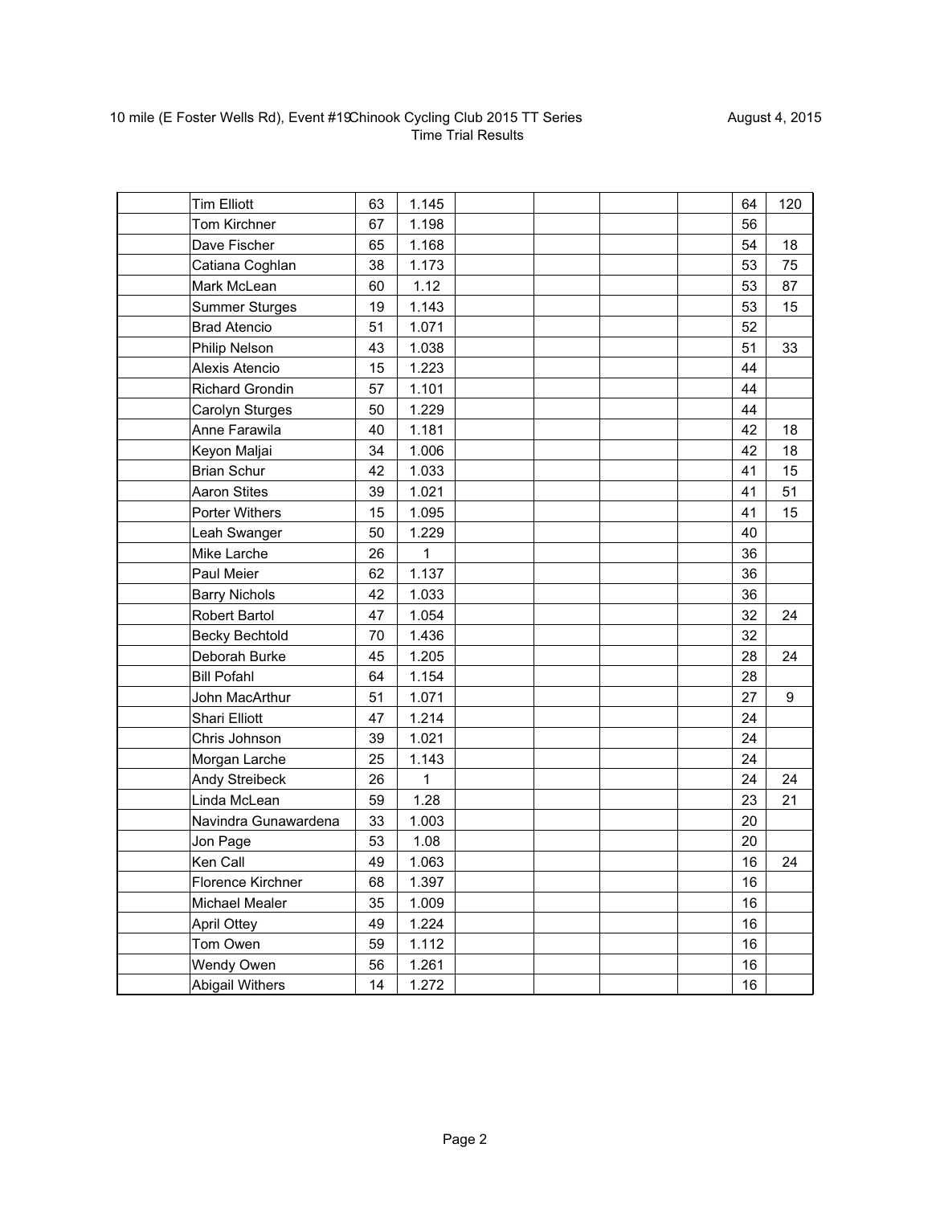10 mile (E Foster Wells Rd), Event #19 Chinook Cycling Club 2015 TT Series
Time Trial Results

August 4, 2015

| | | | | | | | | | |
|---|---|---|---|---|---|---|---|---|---|
| | Tim Elliott | 63 | 1.145 | | | | | 64 | 120 |
| | Tom Kirchner | 67 | 1.198 | | | | | 56 | |
| | Dave Fischer | 65 | 1.168 | | | | | 54 | 18 |
| | Catiana Coghlan | 38 | 1.173 | | | | | 53 | 75 |
| | Mark McLean | 60 | 1.12 | | | | | 53 | 87 |
| | Summer Sturges | 19 | 1.143 | | | | | 53 | 15 |
| | Brad Atencio | 51 | 1.071 | | | | | 52 | |
| | Philip Nelson | 43 | 1.038 | | | | | 51 | 33 |
| | Alexis Atencio | 15 | 1.223 | | | | | 44 | |
| | Richard Grondin | 57 | 1.101 | | | | | 44 | |
| | Carolyn Sturges | 50 | 1.229 | | | | | 44 | |
| | Anne Farawila | 40 | 1.181 | | | | | 42 | 18 |
| | Keyon Maljai | 34 | 1.006 | | | | | 42 | 18 |
| | Brian Schur | 42 | 1.033 | | | | | 41 | 15 |
| | Aaron Stites | 39 | 1.021 | | | | | 41 | 51 |
| | Porter Withers | 15 | 1.095 | | | | | 41 | 15 |
| | Leah Swanger | 50 | 1.229 | | | | | 40 | |
| | Mike Larche | 26 | 1 | | | | | 36 | |
| | Paul Meier | 62 | 1.137 | | | | | 36 | |
| | Barry Nichols | 42 | 1.033 | | | | | 36 | |
| | Robert Bartol | 47 | 1.054 | | | | | 32 | 24 |
| | Becky Bechtold | 70 | 1.436 | | | | | 32 | |
| | Deborah Burke | 45 | 1.205 | | | | | 28 | 24 |
| | Bill Pofahl | 64 | 1.154 | | | | | 28 | |
| | John MacArthur | 51 | 1.071 | | | | | 27 | 9 |
| | Shari Elliott | 47 | 1.214 | | | | | 24 | |
| | Chris Johnson | 39 | 1.021 | | | | | 24 | |
| | Morgan Larche | 25 | 1.143 | | | | | 24 | |
| | Andy Streibeck | 26 | 1 | | | | | 24 | 24 |
| | Linda McLean | 59 | 1.28 | | | | | 23 | 21 |
| | Navindra Gunawardena | 33 | 1.003 | | | | | 20 | |
| | Jon Page | 53 | 1.08 | | | | | 20 | |
| | Ken Call | 49 | 1.063 | | | | | 16 | 24 |
| | Florence Kirchner | 68 | 1.397 | | | | | 16 | |
| | Michael Mealer | 35 | 1.009 | | | | | 16 | |
| | April Ottey | 49 | 1.224 | | | | | 16 | |
| | Tom Owen | 59 | 1.112 | | | | | 16 | |
| | Wendy Owen | 56 | 1.261 | | | | | 16 | |
| | Abigail Withers | 14 | 1.272 | | | | | 16 | |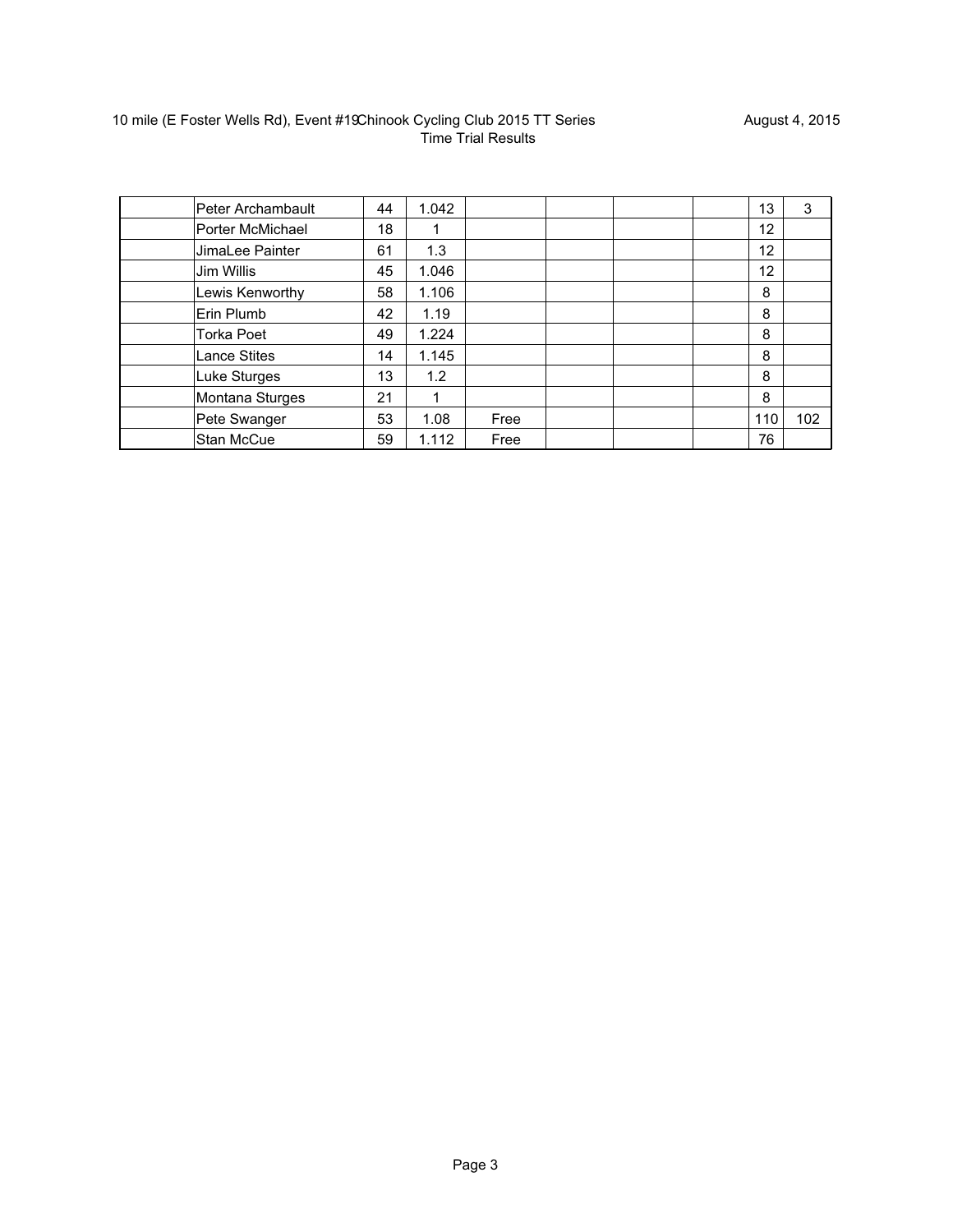10 mile (E Foster Wells Rd), Event #19 Chinook Cycling Club 2015 TT Series

Time Trial Results

August 4, 2015

| | | | | | | | | | |
|---|---|---|---|---|---|---|---|---|---|
| | Peter Archambault | 44 | 1.042 | | | | | 13 | 3 |
| | Porter McMichael | 18 | 1 | | | | | 12 | |
| | JimaLee Painter | 61 | 1.3 | | | | | 12 | |
| | Jim Willis | 45 | 1.046 | | | | | 12 | |
| | Lewis Kenworthy | 58 | 1.106 | | | | | 8 | |
| | Erin Plumb | 42 | 1.19 | | | | | 8 | |
| | Torka Poet | 49 | 1.224 | | | | | 8 | |
| | Lance Stites | 14 | 1.145 | | | | | 8 | |
| | Luke Sturges | 13 | 1.2 | | | | | 8 | |
| | Montana Sturges | 21 | 1 | | | | | 8 | |
| | Pete Swanger | 53 | 1.08 | Free | | | | 110 | 102 |
| | Stan McCue | 59 | 1.112 | Free | | | | 76 | |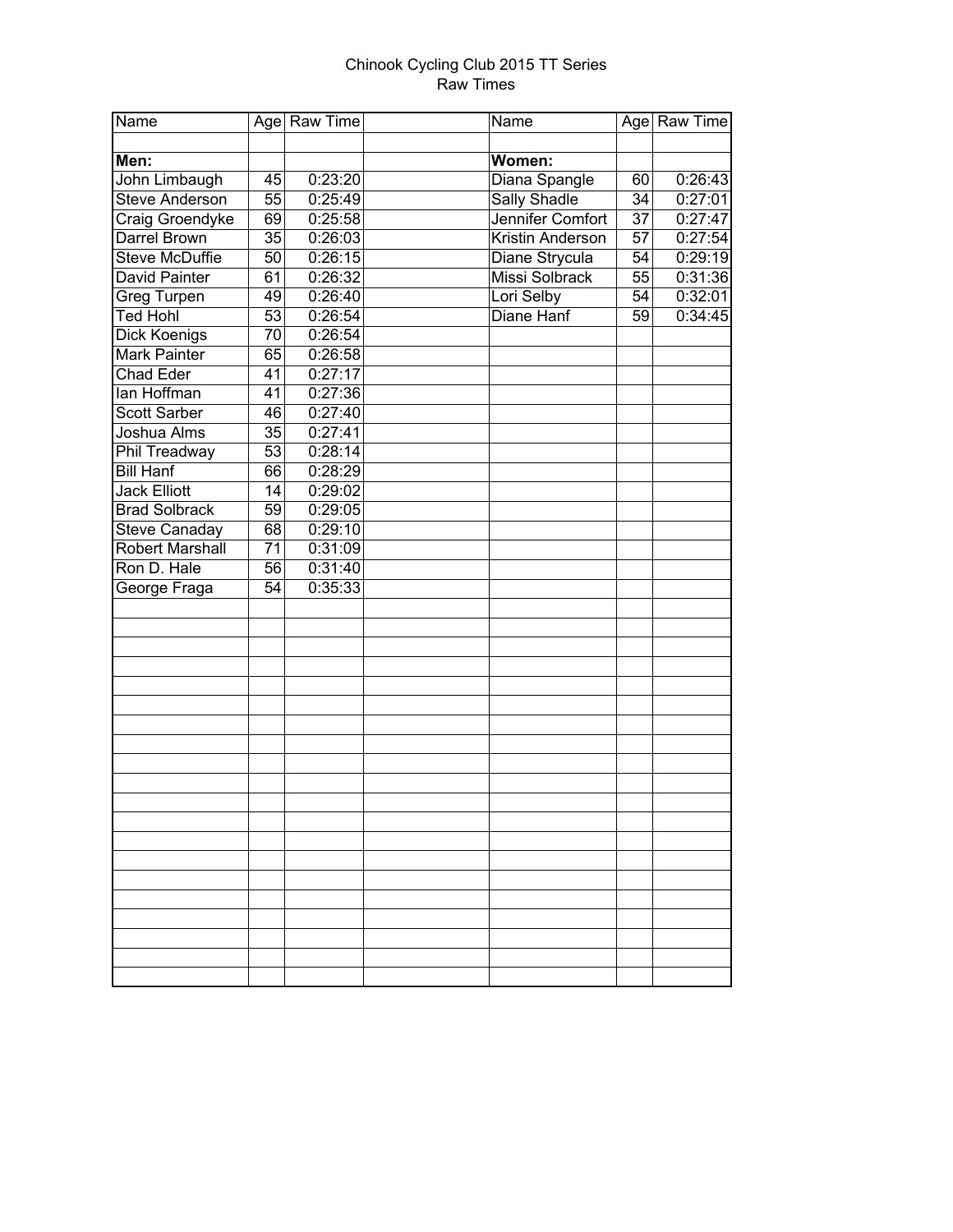Chinook Cycling Club 2015 TT Series
Raw Times

| Name | Age | Raw Time | | Name | Age | Raw Time |
|---|---|---|---|---|---|---|
| | | | | | | |
| **Men:** | | | | **Women:** | | |
| John Limbaugh | 45 | 0:23:20 | | Diana Spangle | 60 | 0:26:43 |
| Steve Anderson | 55 | 0:25:49 | | Sally Shadle | 34 | 0:27:01 |
| Craig Groendyke | 69 | 0:25:58 | | Jennifer Comfort | 37 | 0:27:47 |
| Darrel Brown | 35 | 0:26:03 | | Kristin Anderson | 57 | 0:27:54 |
| Steve McDuffie | 50 | 0:26:15 | | Diane Strycula | 54 | 0:29:19 |
| David Painter | 61 | 0:26:32 | | Missi Solbrack | 55 | 0:31:36 |
| Greg Turpen | 49 | 0:26:40 | | Lori Selby | 54 | 0:32:01 |
| Ted Hohl | 53 | 0:26:54 | | Diane Hanf | 59 | 0:34:45 |
| Dick Koenigs | 70 | 0:26:54 | | | | |
| Mark Painter | 65 | 0:26:58 | | | | |
| Chad Eder | 41 | 0:27:17 | | | | |
| Ian Hoffman | 41 | 0:27:36 | | | | |
| Scott Sarber | 46 | 0:27:40 | | | | |
| Joshua Alms | 35 | 0:27:41 | | | | |
| Phil Treadway | 53 | 0:28:14 | | | | |
| Bill Hanf | 66 | 0:28:29 | | | | |
| Jack Elliott | 14 | 0:29:02 | | | | |
| Brad Solbrack | 59 | 0:29:05 | | | | |
| Steve Canaday | 68 | 0:29:10 | | | | |
| Robert Marshall | 71 | 0:31:09 | | | | |
| Ron D. Hale | 56 | 0:31:40 | | | | |
| George Fraga | 54 | 0:35:33 | | | | |